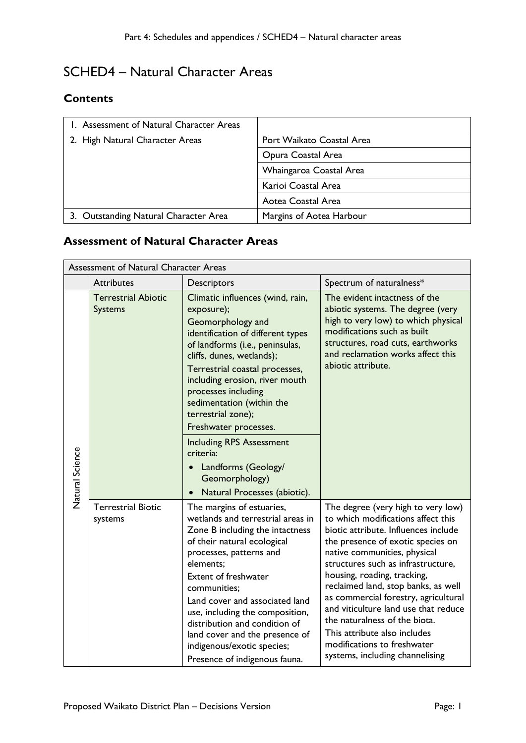# SCHED4 – Natural Character Areas

## Contents

| | |
|---|---|
| 1. Assessment of Natural Character Areas | |
| 2. High Natural Character Areas | Port Waikato Coastal Area |
| | Opura Coastal Area |
| | Whaingaroa Coastal Area |
| | Karioi Coastal Area |
| | Aotea Coastal Area |
| 3. Outstanding Natural Character Area | Margins of Aotea Harbour |

## Assessment of Natural Character Areas

| Assessment of Natural Character Areas | | | |
|---|---|---|---|
| | Attributes | Descriptors | Spectrum of naturalness* |
| Natural Science | Terrestrial Abiotic Systems | Climatic influences (wind, rain, exposure);<br>Geomorphology and identification of different types of landforms (i.e., peninsulas, cliffs, dunes, wetlands);<br>Terrestrial coastal processes, including erosion, river mouth processes including sedimentation (within the terrestrial zone);<br>Freshwater processes.<br>Including RPS Assessment criteria:<br>• Landforms (Geology/ Geomorphology)<br>• Natural Processes (abiotic). | The evident intactness of the abiotic systems. The degree (very high to very low) to which physical modifications such as built structures, road cuts, earthworks and reclamation works affect this abiotic attribute. |
| | Terrestrial Biotic systems | The margins of estuaries, wetlands and terrestrial areas in Zone B including the intactness of their natural ecological processes, patterns and elements;<br>Extent of freshwater communities;<br>Land cover and associated land use, including the composition, distribution and condition of land cover and the presence of indigenous/exotic species;<br>Presence of indigenous fauna. | The degree (very high to very low) to which modifications affect this biotic attribute. Influences include the presence of exotic species on native communities, physical structures such as infrastructure, housing, roading, tracking, reclaimed land, stop banks, as well as commercial forestry, agricultural and viticulture land use that reduce the naturalness of the biota.<br>This attribute also includes modifications to freshwater systems, including channelising |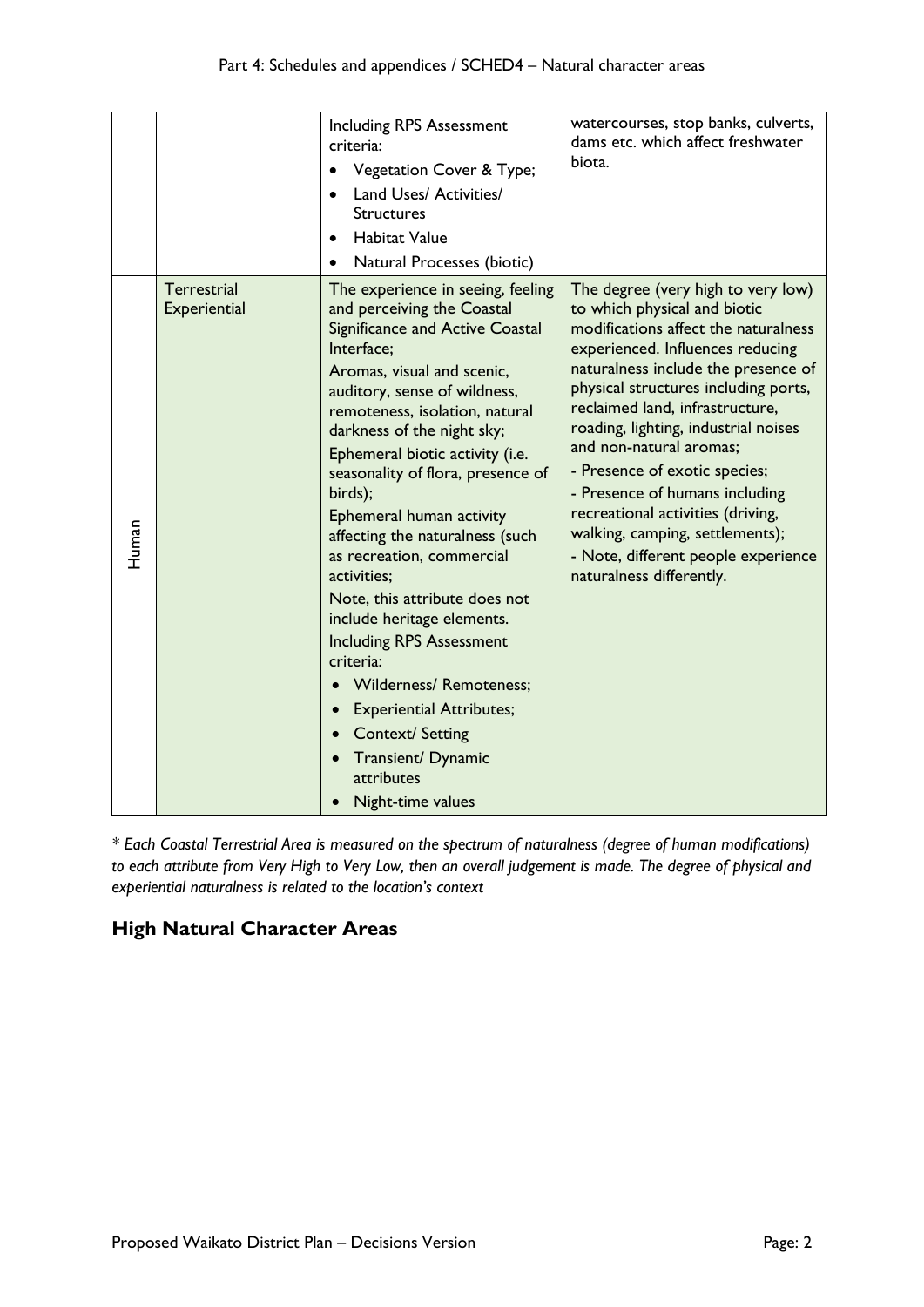|  |  | Including RPS Assessment criteria:<br>• Vegetation Cover & Type;<br>• Land Uses/ Activities/ Structures<br>• Habitat Value<br>• Natural Processes (biotic) | watercourses, stop banks, culverts, dams etc. which affect freshwater biota. |
|---|---|---|---|
| Human | Terrestrial Experiential | The experience in seeing, feeling and perceiving the Coastal Significance and Active Coastal Interface;<br>Aromas, visual and scenic, auditory, sense of wildness, remoteness, isolation, natural darkness of the night sky;<br>Ephemeral biotic activity (i.e. seasonality of flora, presence of birds);<br>Ephemeral human activity affecting the naturalness (such as recreation, commercial activities;<br>Note, this attribute does not include heritage elements.<br>Including RPS Assessment criteria:<br>• Wilderness/ Remoteness;<br>• Experiential Attributes;<br>• Context/ Setting<br>• Transient/ Dynamic attributes<br>• Night-time values | The degree (very high to very low) to which physical and biotic modifications affect the naturalness experienced. Influences reducing naturalness include the presence of physical structures including ports, reclaimed land, infrastructure, roading, lighting, industrial noises and non-natural aromas;<br>- Presence of exotic species;<br>- Presence of humans including recreational activities (driving, walking, camping, settlements);<br>- Note, different people experience naturalness differently. |

*\* Each Coastal Terrestrial Area is measured on the spectrum of naturalness (degree of human modifications) to each attribute from Very High to Very Low, then an overall judgement is made. The degree of physical and experiential naturalness is related to the location's context*

## High Natural Character Areas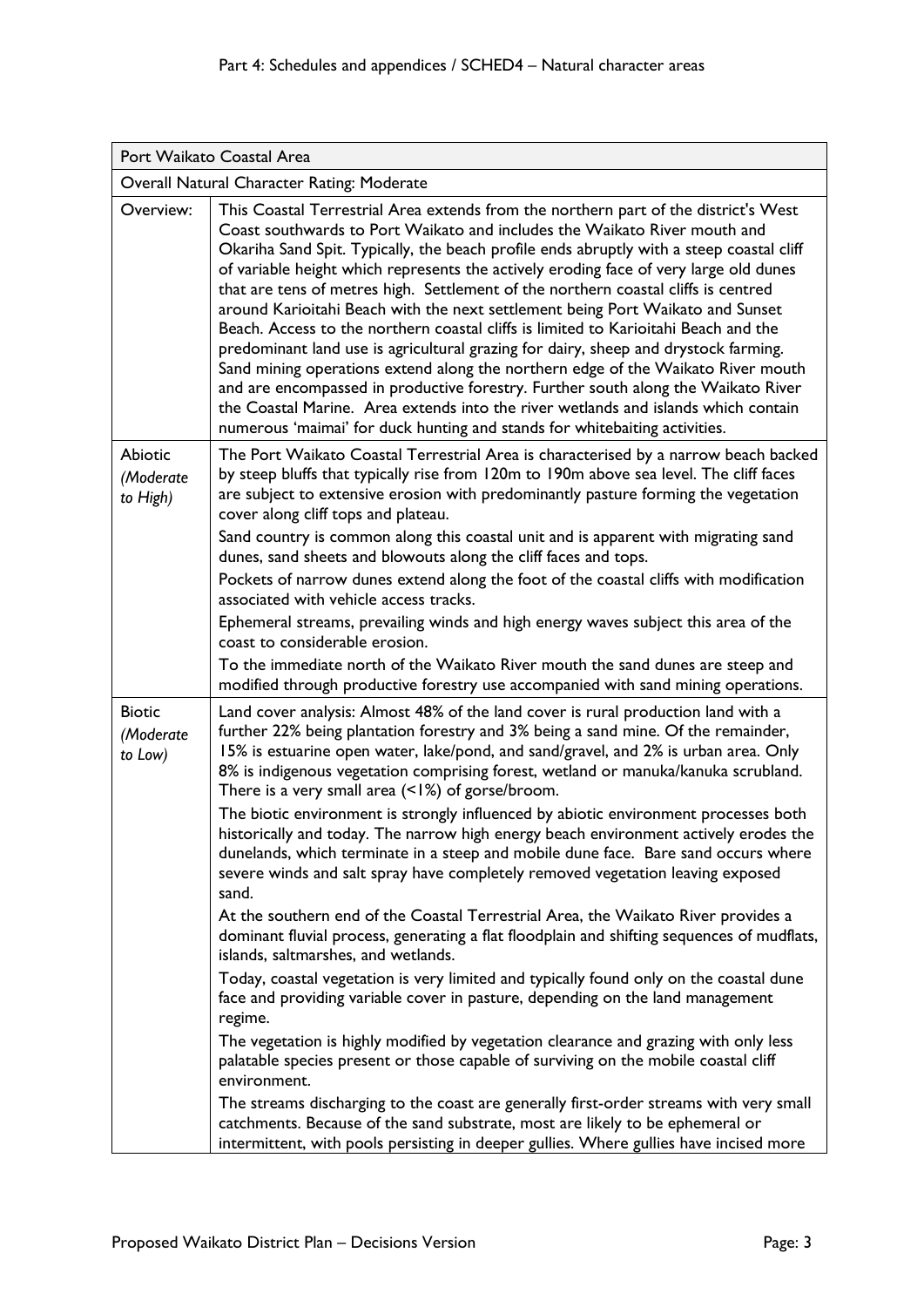| Port Waikato Coastal Area | |
|---|---|
| Overall Natural Character Rating: Moderate | |
| Overview: | This Coastal Terrestrial Area extends from the northern part of the district's West Coast southwards to Port Waikato and includes the Waikato River mouth and Okariha Sand Spit. Typically, the beach profile ends abruptly with a steep coastal cliff of variable height which represents the actively eroding face of very large old dunes that are tens of metres high. Settlement of the northern coastal cliffs is centred around Karioitahi Beach with the next settlement being Port Waikato and Sunset Beach. Access to the northern coastal cliffs is limited to Karioitahi Beach and the predominant land use is agricultural grazing for dairy, sheep and drystock farming. Sand mining operations extend along the northern edge of the Waikato River mouth and are encompassed in productive forestry. Further south along the Waikato River the Coastal Marine. Area extends into the river wetlands and islands which contain numerous 'maimai' for duck hunting and stands for whitebaiting activities. |
| Abiotic *(Moderate to High)* | The Port Waikato Coastal Terrestrial Area is characterised by a narrow beach backed by steep bluffs that typically rise from 120m to 190m above sea level. The cliff faces are subject to extensive erosion with predominantly pasture forming the vegetation cover along cliff tops and plateau.<br><br>Sand country is common along this coastal unit and is apparent with migrating sand dunes, sand sheets and blowouts along the cliff faces and tops.<br><br>Pockets of narrow dunes extend along the foot of the coastal cliffs with modification associated with vehicle access tracks.<br><br>Ephemeral streams, prevailing winds and high energy waves subject this area of the coast to considerable erosion.<br><br>To the immediate north of the Waikato River mouth the sand dunes are steep and modified through productive forestry use accompanied with sand mining operations. |
| Biotic *(Moderate to Low)* | Land cover analysis: Almost 48% of the land cover is rural production land with a further 22% being plantation forestry and 3% being a sand mine. Of the remainder, 15% is estuarine open water, lake/pond, and sand/gravel, and 2% is urban area. Only 8% is indigenous vegetation comprising forest, wetland or manuka/kanuka scrubland. There is a very small area (<1%) of gorse/broom.<br><br>The biotic environment is strongly influenced by abiotic environment processes both historically and today. The narrow high energy beach environment actively erodes the dunelands, which terminate in a steep and mobile dune face. Bare sand occurs where severe winds and salt spray have completely removed vegetation leaving exposed sand.<br><br>At the southern end of the Coastal Terrestrial Area, the Waikato River provides a dominant fluvial process, generating a flat floodplain and shifting sequences of mudflats, islands, saltmarshes, and wetlands.<br><br>Today, coastal vegetation is very limited and typically found only on the coastal dune face and providing variable cover in pasture, depending on the land management regime.<br><br>The vegetation is highly modified by vegetation clearance and grazing with only less palatable species present or those capable of surviving on the mobile coastal cliff environment.<br><br>The streams discharging to the coast are generally first-order streams with very small catchments. Because of the sand substrate, most are likely to be ephemeral or intermittent, with pools persisting in deeper gullies. Where gullies have incised more |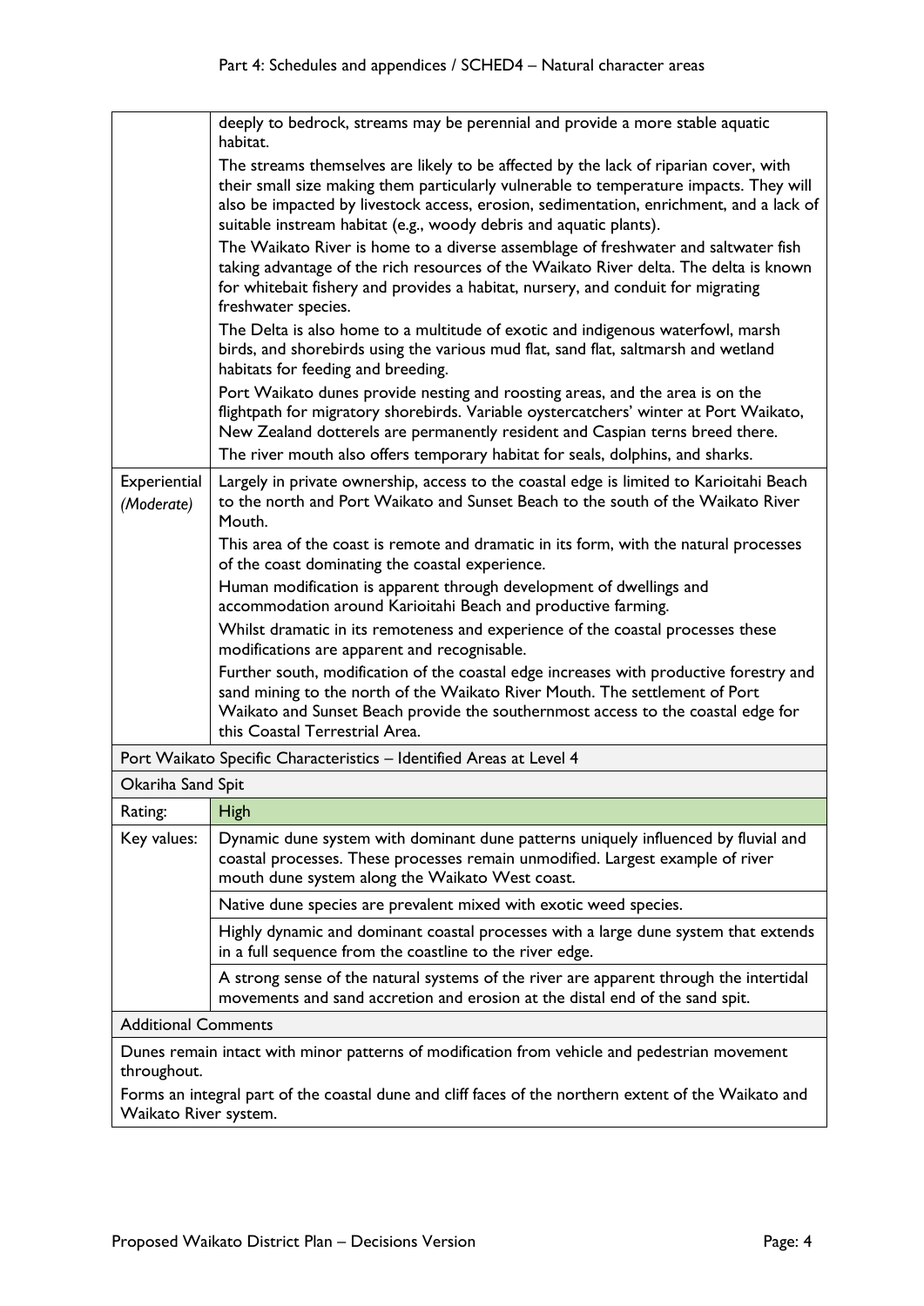| | |
|---|---|
| | deeply to bedrock, streams may be perennial and provide a more stable aquatic habitat.<br>The streams themselves are likely to be affected by the lack of riparian cover, with their small size making them particularly vulnerable to temperature impacts. They will also be impacted by livestock access, erosion, sedimentation, enrichment, and a lack of suitable instream habitat (e.g., woody debris and aquatic plants).<br>The Waikato River is home to a diverse assemblage of freshwater and saltwater fish taking advantage of the rich resources of the Waikato River delta. The delta is known for whitebait fishery and provides a habitat, nursery, and conduit for migrating freshwater species.<br>The Delta is also home to a multitude of exotic and indigenous waterfowl, marsh birds, and shorebirds using the various mud flat, sand flat, saltmarsh and wetland habitats for feeding and breeding.<br>Port Waikato dunes provide nesting and roosting areas, and the area is on the flightpath for migratory shorebirds. Variable oystercatchers' winter at Port Waikato, New Zealand dotterels are permanently resident and Caspian terns breed there.<br>The river mouth also offers temporary habitat for seals, dolphins, and sharks. |
| Experiential *(Moderate)* | Largely in private ownership, access to the coastal edge is limited to Karioitahi Beach to the north and Port Waikato and Sunset Beach to the south of the Waikato River Mouth.<br>This area of the coast is remote and dramatic in its form, with the natural processes of the coast dominating the coastal experience.<br>Human modification is apparent through development of dwellings and accommodation around Karioitahi Beach and productive farming.<br>Whilst dramatic in its remoteness and experience of the coastal processes these modifications are apparent and recognisable.<br>Further south, modification of the coastal edge increases with productive forestry and sand mining to the north of the Waikato River Mouth. The settlement of Port Waikato and Sunset Beach provide the southernmost access to the coastal edge for this Coastal Terrestrial Area. |
| Port Waikato Specific Characteristics – Identified Areas at Level 4 | |
| Okariha Sand Spit | |
| Rating: | High |
| Key values: | Dynamic dune system with dominant dune patterns uniquely influenced by fluvial and coastal processes. These processes remain unmodified. Largest example of river mouth dune system along the Waikato West coast. |
| | Native dune species are prevalent mixed with exotic weed species. |
| | Highly dynamic and dominant coastal processes with a large dune system that extends in a full sequence from the coastline to the river edge. |
| | A strong sense of the natural systems of the river are apparent through the intertidal movements and sand accretion and erosion at the distal end of the sand spit. |
| Additional Comments | |
| Dunes remain intact with minor patterns of modification from vehicle and pedestrian movement throughout.<br>Forms an integral part of the coastal dune and cliff faces of the northern extent of the Waikato and Waikato River system. | |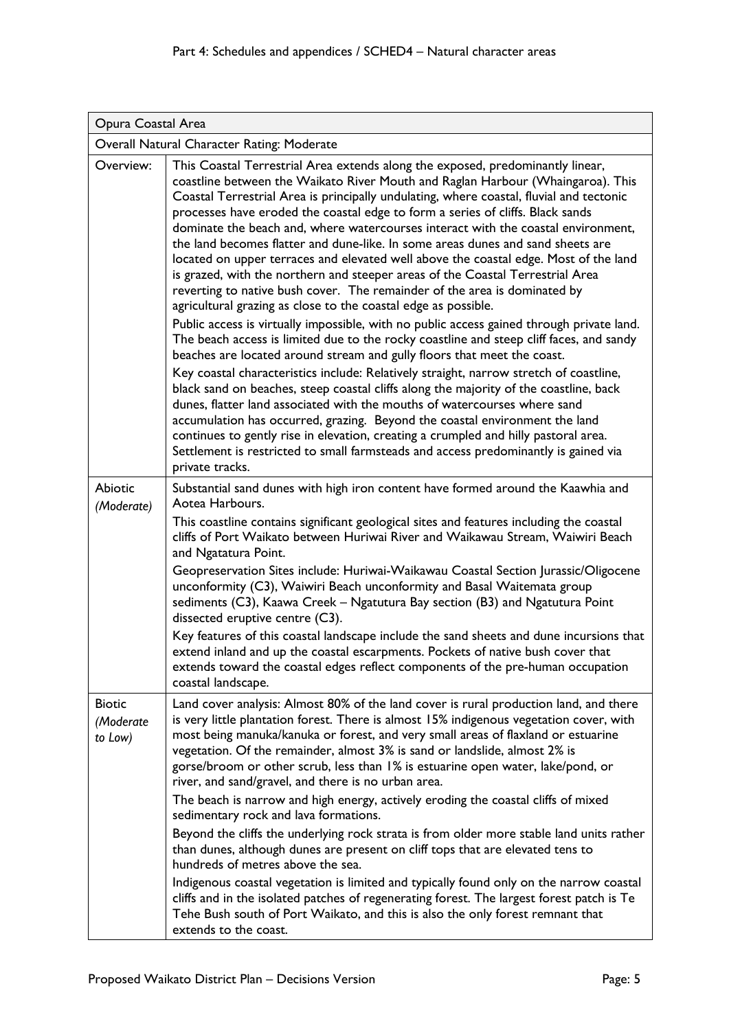| Opura Coastal Area | |
|---|---|
| Overall Natural Character Rating: Moderate | |
| Overview: | This Coastal Terrestrial Area extends along the exposed, predominantly linear, coastline between the Waikato River Mouth and Raglan Harbour (Whaingaroa). This Coastal Terrestrial Area is principally undulating, where coastal, fluvial and tectonic processes have eroded the coastal edge to form a series of cliffs. Black sands dominate the beach and, where watercourses interact with the coastal environment, the land becomes flatter and dune-like. In some areas dunes and sand sheets are located on upper terraces and elevated well above the coastal edge. Most of the land is grazed, with the northern and steeper areas of the Coastal Terrestrial Area reverting to native bush cover. The remainder of the area is dominated by agricultural grazing as close to the coastal edge as possible.<br><br>Public access is virtually impossible, with no public access gained through private land. The beach access is limited due to the rocky coastline and steep cliff faces, and sandy beaches are located around stream and gully floors that meet the coast.<br><br>Key coastal characteristics include: Relatively straight, narrow stretch of coastline, black sand on beaches, steep coastal cliffs along the majority of the coastline, back dunes, flatter land associated with the mouths of watercourses where sand accumulation has occurred, grazing. Beyond the coastal environment the land continues to gently rise in elevation, creating a crumpled and hilly pastoral area. Settlement is restricted to small farmsteads and access predominantly is gained via private tracks. |
| Abiotic *(Moderate)* | Substantial sand dunes with high iron content have formed around the Kaawhia and Aotea Harbours.<br><br>This coastline contains significant geological sites and features including the coastal cliffs of Port Waikato between Huriwai River and Waikawau Stream, Waiwiri Beach and Ngatatura Point.<br><br>Geopreservation Sites include: Huriwai-Waikawau Coastal Section Jurassic/Oligocene unconformity (C3), Waiwiri Beach unconformity and Basal Waitemata group sediments (C3), Kaawa Creek – Ngatutura Bay section (B3) and Ngatutura Point dissected eruptive centre (C3).<br><br>Key features of this coastal landscape include the sand sheets and dune incursions that extend inland and up the coastal escarpments. Pockets of native bush cover that extends toward the coastal edges reflect components of the pre-human occupation coastal landscape. |
| Biotic *(Moderate to Low)* | Land cover analysis: Almost 80% of the land cover is rural production land, and there is very little plantation forest. There is almost 15% indigenous vegetation cover, with most being manuka/kanuka or forest, and very small areas of flaxland or estuarine vegetation. Of the remainder, almost 3% is sand or landslide, almost 2% is gorse/broom or other scrub, less than 1% is estuarine open water, lake/pond, or river, and sand/gravel, and there is no urban area.<br><br>The beach is narrow and high energy, actively eroding the coastal cliffs of mixed sedimentary rock and lava formations.<br><br>Beyond the cliffs the underlying rock strata is from older more stable land units rather than dunes, although dunes are present on cliff tops that are elevated tens to hundreds of metres above the sea.<br><br>Indigenous coastal vegetation is limited and typically found only on the narrow coastal cliffs and in the isolated patches of regenerating forest. The largest forest patch is Te Tehe Bush south of Port Waikato, and this is also the only forest remnant that extends to the coast. |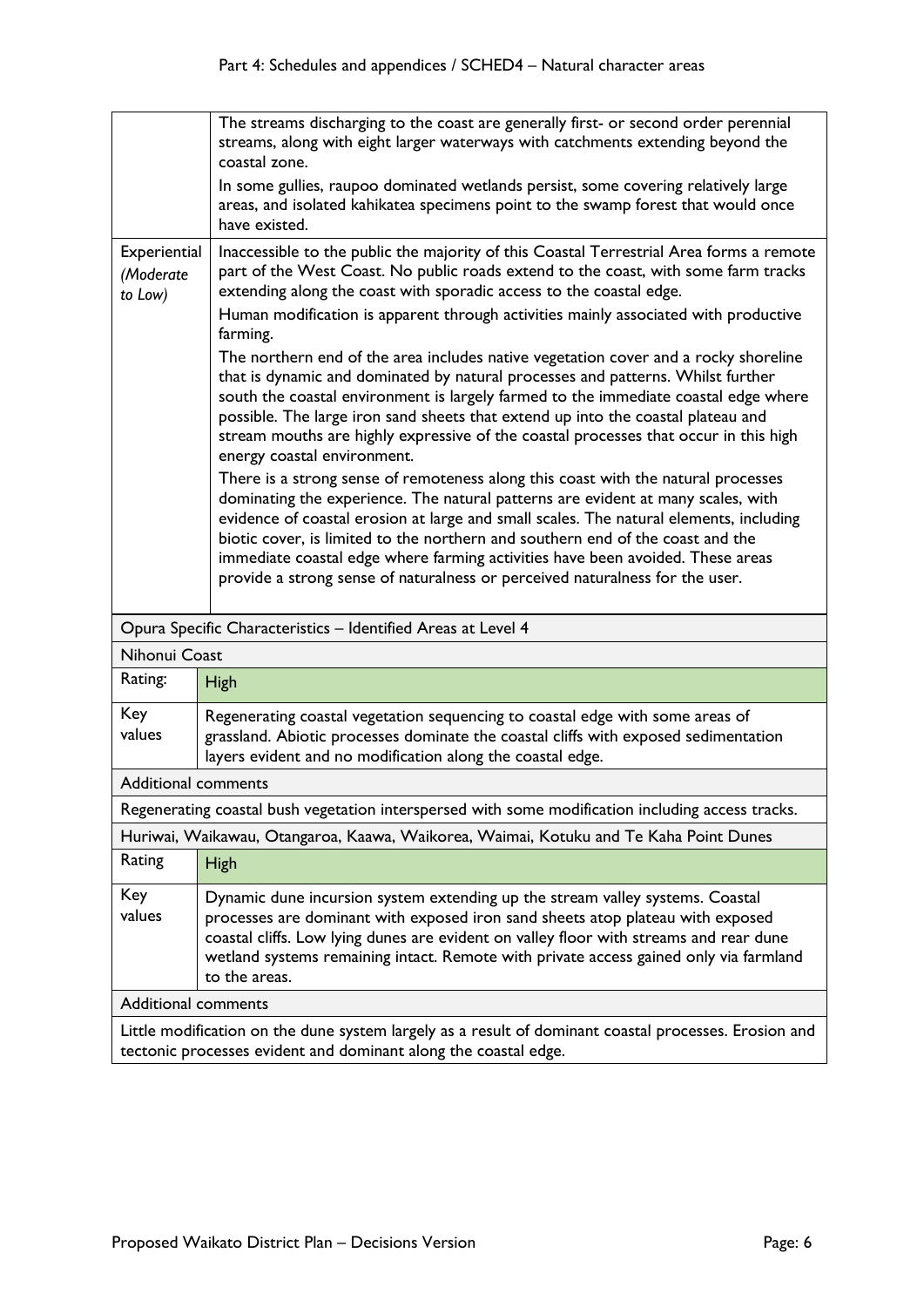| | |
|---|---|
| | The streams discharging to the coast are generally first- or second order perennial streams, along with eight larger waterways with catchments extending beyond the coastal zone.<br><br>In some gullies, raupoo dominated wetlands persist, some covering relatively large areas, and isolated kahikatea specimens point to the swamp forest that would once have existed. |
| Experiential *(Moderate to Low)* | Inaccessible to the public the majority of this Coastal Terrestrial Area forms a remote part of the West Coast. No public roads extend to the coast, with some farm tracks extending along the coast with sporadic access to the coastal edge.<br><br>Human modification is apparent through activities mainly associated with productive farming.<br><br>The northern end of the area includes native vegetation cover and a rocky shoreline that is dynamic and dominated by natural processes and patterns. Whilst further south the coastal environment is largely farmed to the immediate coastal edge where possible. The large iron sand sheets that extend up into the coastal plateau and stream mouths are highly expressive of the coastal processes that occur in this high energy coastal environment.<br><br>There is a strong sense of remoteness along this coast with the natural processes dominating the experience. The natural patterns are evident at many scales, with evidence of coastal erosion at large and small scales. The natural elements, including biotic cover, is limited to the northern and southern end of the coast and the immediate coastal edge where farming activities have been avoided. These areas provide a strong sense of naturalness or perceived naturalness for the user. |

| Opura Specific Characteristics – Identified Areas at Level 4 | |
|---|---|
| **Nihonui Coast** | |
| Rating: | High |
| Key values | Regenerating coastal vegetation sequencing to coastal edge with some areas of grassland. Abiotic processes dominate the coastal cliffs with exposed sedimentation layers evident and no modification along the coastal edge. |
| Additional comments | |
| Regenerating coastal bush vegetation interspersed with some modification including access tracks. | |
| **Huriwai, Waikawau, Otangaroa, Kaawa, Waikorea, Waimai, Kotuku and Te Kaha Point Dunes** | |
| Rating | High |
| Key values | Dynamic dune incursion system extending up the stream valley systems. Coastal processes are dominant with exposed iron sand sheets atop plateau with exposed coastal cliffs. Low lying dunes are evident on valley floor with streams and rear dune wetland systems remaining intact. Remote with private access gained only via farmland to the areas. |
| Additional comments | |
| Little modification on the dune system largely as a result of dominant coastal processes. Erosion and tectonic processes evident and dominant along the coastal edge. | |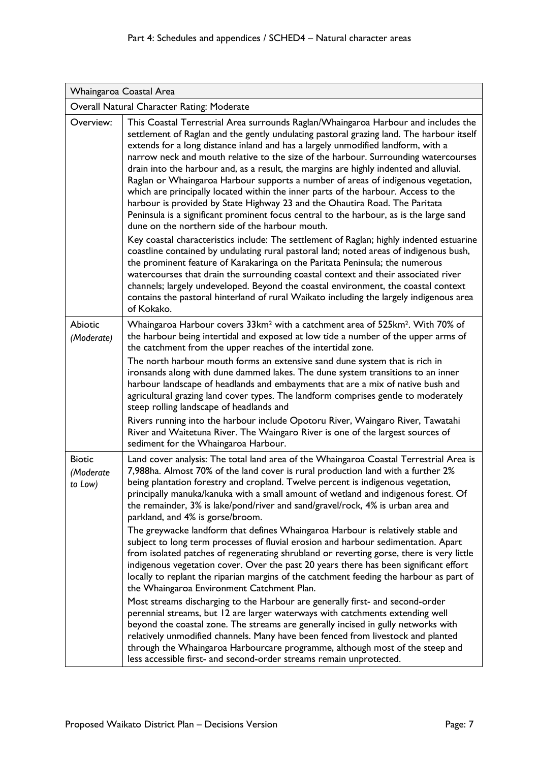| Whaingaroa Coastal Area | |
|---|---|
| Overall Natural Character Rating: Moderate | |
| Overview: | This Coastal Terrestrial Area surrounds Raglan/Whaingaroa Harbour and includes the settlement of Raglan and the gently undulating pastoral grazing land. The harbour itself extends for a long distance inland and has a largely unmodified landform, with a narrow neck and mouth relative to the size of the harbour. Surrounding watercourses drain into the harbour and, as a result, the margins are highly indented and alluvial. Raglan or Whaingaroa Harbour supports a number of areas of indigenous vegetation, which are principally located within the inner parts of the harbour. Access to the harbour is provided by State Highway 23 and the Ohautira Road. The Paritata Peninsula is a significant prominent focus central to the harbour, as is the large sand dune on the northern side of the harbour mouth.<br><br>Key coastal characteristics include: The settlement of Raglan; highly indented estuarine coastline contained by undulating rural pastoral land; noted areas of indigenous bush, the prominent feature of Karakaringa on the Paritata Peninsula; the numerous watercourses that drain the surrounding coastal context and their associated river channels; largely undeveloped. Beyond the coastal environment, the coastal context contains the pastoral hinterland of rural Waikato including the largely indigenous area of Kokako. |
| Abiotic *(Moderate)* | Whaingaroa Harbour covers 33km$^2$ with a catchment area of 525km$^2$. With 70% of the harbour being intertidal and exposed at low tide a number of the upper arms of the catchment from the upper reaches of the intertidal zone.<br><br>The north harbour mouth forms an extensive sand dune system that is rich in ironsands along with dune dammed lakes. The dune system transitions to an inner harbour landscape of headlands and embayments that are a mix of native bush and agricultural grazing land cover types. The landform comprises gentle to moderately steep rolling landscape of headlands and<br><br>Rivers running into the harbour include Opotoru River, Waingaro River, Tawatahi River and Waitetuna River. The Waingaro River is one of the largest sources of sediment for the Whaingaroa Harbour. |
| Biotic *(Moderate to Low)* | Land cover analysis: The total land area of the Whaingaroa Coastal Terrestrial Area is 7,988ha. Almost 70% of the land cover is rural production land with a further 2% being plantation forestry and cropland. Twelve percent is indigenous vegetation, principally manuka/kanuka with a small amount of wetland and indigenous forest. Of the remainder, 3% is lake/pond/river and sand/gravel/rock, 4% is urban area and parkland, and 4% is gorse/broom.<br><br>The greywacke landform that defines Whaingaroa Harbour is relatively stable and subject to long term processes of fluvial erosion and harbour sedimentation. Apart from isolated patches of regenerating shrubland or reverting gorse, there is very little indigenous vegetation cover. Over the past 20 years there has been significant effort locally to replant the riparian margins of the catchment feeding the harbour as part of the Whaingaroa Environment Catchment Plan.<br><br>Most streams discharging to the Harbour are generally first- and second-order perennial streams, but 12 are larger waterways with catchments extending well beyond the coastal zone. The streams are generally incised in gully networks with relatively unmodified channels. Many have been fenced from livestock and planted through the Whaingaroa Harbourcare programme, although most of the steep and less accessible first- and second-order streams remain unprotected. |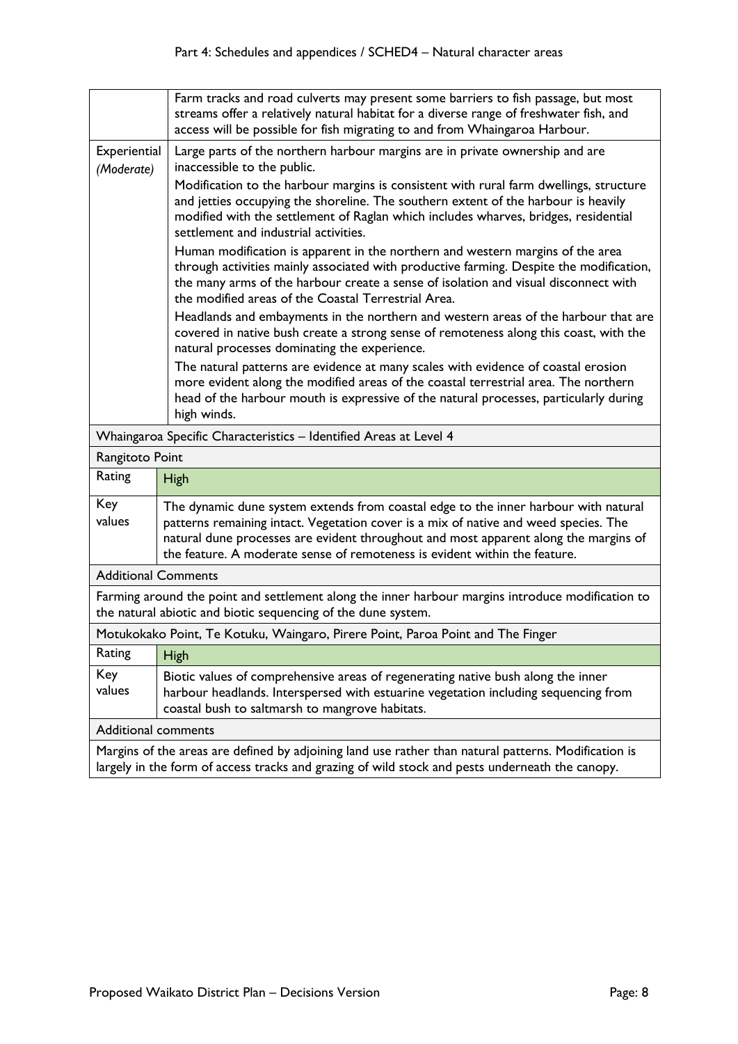| | |
|---|---|
| | Farm tracks and road culverts may present some barriers to fish passage, but most streams offer a relatively natural habitat for a diverse range of freshwater fish, and access will be possible for fish migrating to and from Whaingaroa Harbour. |
| Experiential *(Moderate)* | Large parts of the northern harbour margins are in private ownership and are inaccessible to the public.<br><br>Modification to the harbour margins is consistent with rural farm dwellings, structure and jetties occupying the shoreline. The southern extent of the harbour is heavily modified with the settlement of Raglan which includes wharves, bridges, residential settlement and industrial activities.<br><br>Human modification is apparent in the northern and western margins of the area through activities mainly associated with productive farming. Despite the modification, the many arms of the harbour create a sense of isolation and visual disconnect with the modified areas of the Coastal Terrestrial Area.<br><br>Headlands and embayments in the northern and western areas of the harbour that are covered in native bush create a strong sense of remoteness along this coast, with the natural processes dominating the experience.<br><br>The natural patterns are evidence at many scales with evidence of coastal erosion more evident along the modified areas of the coastal terrestrial area. The northern head of the harbour mouth is expressive of the natural processes, particularly during high winds. |

| Whaingaroa Specific Characteristics – Identified Areas at Level 4 | |
|---|---|
| **Rangitoto Point** | |
| Rating | High |
| Key values | The dynamic dune system extends from coastal edge to the inner harbour with natural patterns remaining intact. Vegetation cover is a mix of native and weed species. The natural dune processes are evident throughout and most apparent along the margins of the feature. A moderate sense of remoteness is evident within the feature. |
| Additional Comments | |
| Farming around the point and settlement along the inner harbour margins introduce modification to the natural abiotic and biotic sequencing of the dune system. | |
| **Motukokako Point, Te Kotuku, Waingaro, Pirere Point, Paroa Point and The Finger** | |
| Rating | High |
| Key values | Biotic values of comprehensive areas of regenerating native bush along the inner harbour headlands. Interspersed with estuarine vegetation including sequencing from coastal bush to saltmarsh to mangrove habitats. |
| Additional comments | |
| Margins of the areas are defined by adjoining land use rather than natural patterns. Modification is largely in the form of access tracks and grazing of wild stock and pests underneath the canopy. | |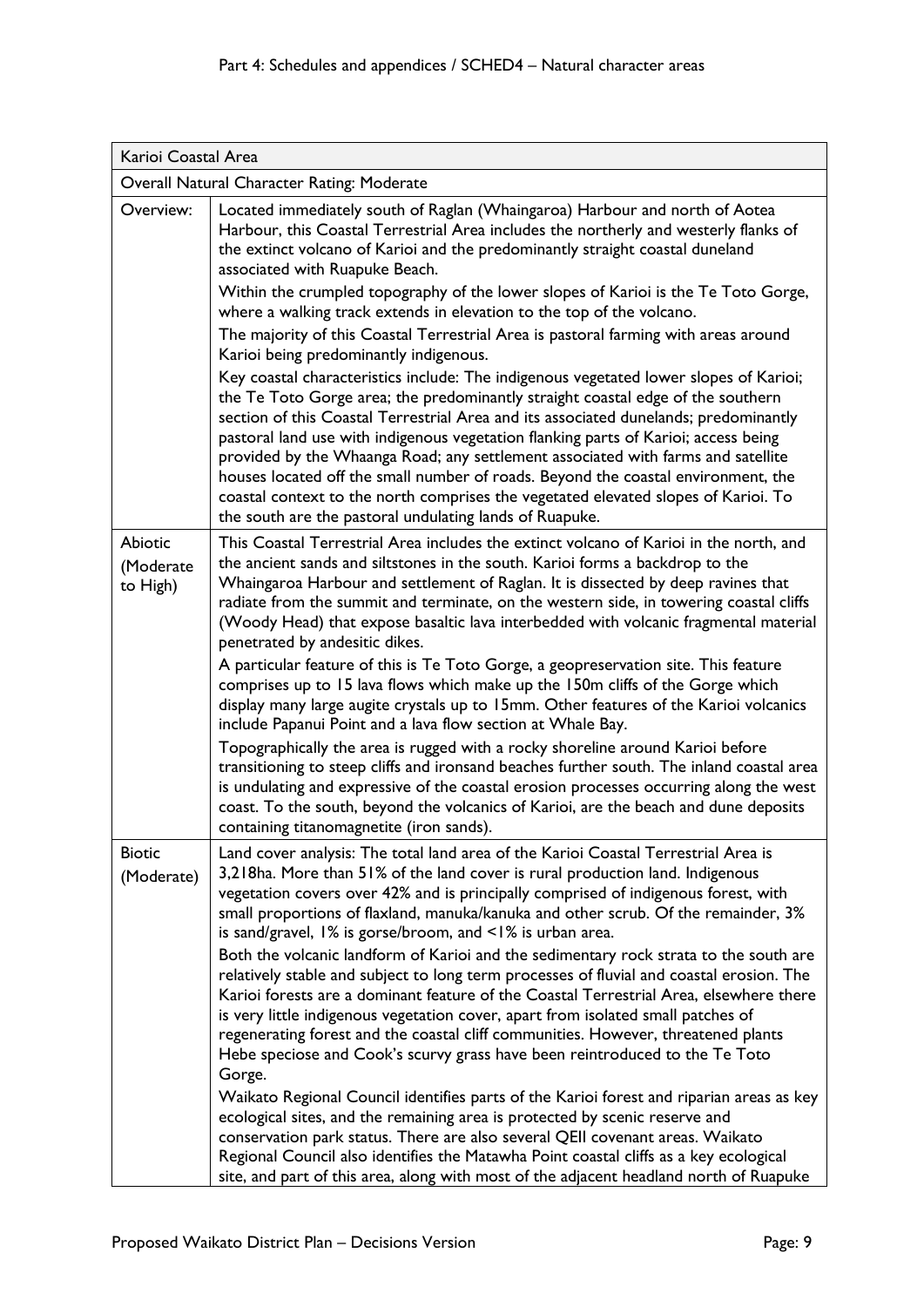| Karioi Coastal Area | |
|---|---|
| Overall Natural Character Rating: Moderate | |
| Overview: | Located immediately south of Raglan (Whaingaroa) Harbour and north of Aotea Harbour, this Coastal Terrestrial Area includes the northerly and westerly flanks of the extinct volcano of Karioi and the predominantly straight coastal duneland associated with Ruapuke Beach.<br>Within the crumpled topography of the lower slopes of Karioi is the Te Toto Gorge, where a walking track extends in elevation to the top of the volcano.<br>The majority of this Coastal Terrestrial Area is pastoral farming with areas around Karioi being predominantly indigenous.<br>Key coastal characteristics include: The indigenous vegetated lower slopes of Karioi; the Te Toto Gorge area; the predominantly straight coastal edge of the southern section of this Coastal Terrestrial Area and its associated dunelands; predominantly pastoral land use with indigenous vegetation flanking parts of Karioi; access being provided by the Whaanga Road; any settlement associated with farms and satellite houses located off the small number of roads. Beyond the coastal environment, the coastal context to the north comprises the vegetated elevated slopes of Karioi. To the south are the pastoral undulating lands of Ruapuke. |
| Abiotic (Moderate to High) | This Coastal Terrestrial Area includes the extinct volcano of Karioi in the north, and the ancient sands and siltstones in the south. Karioi forms a backdrop to the Whaingaroa Harbour and settlement of Raglan. It is dissected by deep ravines that radiate from the summit and terminate, on the western side, in towering coastal cliffs (Woody Head) that expose basaltic lava interbedded with volcanic fragmental material penetrated by andesitic dikes.<br>A particular feature of this is Te Toto Gorge, a geopreservation site. This feature comprises up to 15 lava flows which make up the 150m cliffs of the Gorge which display many large augite crystals up to 15mm. Other features of the Karioi volcanics include Papanui Point and a lava flow section at Whale Bay.<br>Topographically the area is rugged with a rocky shoreline around Karioi before transitioning to steep cliffs and ironsand beaches further south. The inland coastal area is undulating and expressive of the coastal erosion processes occurring along the west coast. To the south, beyond the volcanics of Karioi, are the beach and dune deposits containing titanomagnetite (iron sands). |
| Biotic (Moderate) | Land cover analysis: The total land area of the Karioi Coastal Terrestrial Area is 3,218ha. More than 51% of the land cover is rural production land. Indigenous vegetation covers over 42% and is principally comprised of indigenous forest, with small proportions of flaxland, manuka/kanuka and other scrub. Of the remainder, 3% is sand/gravel, 1% is gorse/broom, and <1% is urban area.<br>Both the volcanic landform of Karioi and the sedimentary rock strata to the south are relatively stable and subject to long term processes of fluvial and coastal erosion. The Karioi forests are a dominant feature of the Coastal Terrestrial Area, elsewhere there is very little indigenous vegetation cover, apart from isolated small patches of regenerating forest and the coastal cliff communities. However, threatened plants Hebe speciose and Cook's scurvy grass have been reintroduced to the Te Toto Gorge.<br>Waikato Regional Council identifies parts of the Karioi forest and riparian areas as key ecological sites, and the remaining area is protected by scenic reserve and conservation park status. There are also several QEII covenant areas. Waikato Regional Council also identifies the Matawha Point coastal cliffs as a key ecological site, and part of this area, along with most of the adjacent headland north of Ruapuke |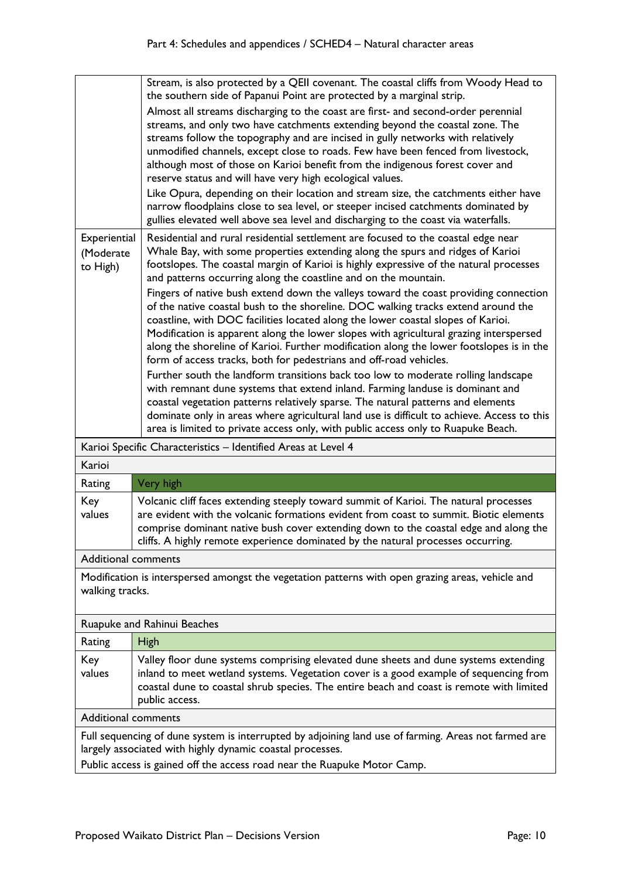| | |
|---|---|
| | Stream, is also protected by a QEII covenant. The coastal cliffs from Woody Head to the southern side of Papanui Point are protected by a marginal strip.<br><br>Almost all streams discharging to the coast are first- and second-order perennial streams, and only two have catchments extending beyond the coastal zone. The streams follow the topography and are incised in gully networks with relatively unmodified channels, except close to roads. Few have been fenced from livestock, although most of those on Karioi benefit from the indigenous forest cover and reserve status and will have very high ecological values.<br><br>Like Opura, depending on their location and stream size, the catchments either have narrow floodplains close to sea level, or steeper incised catchments dominated by gullies elevated well above sea level and discharging to the coast via waterfalls. |
| Experiential (Moderate to High) | Residential and rural residential settlement are focused to the coastal edge near Whale Bay, with some properties extending along the spurs and ridges of Karioi footslopes. The coastal margin of Karioi is highly expressive of the natural processes and patterns occurring along the coastline and on the mountain.<br><br>Fingers of native bush extend down the valleys toward the coast providing connection of the native coastal bush to the shoreline. DOC walking tracks extend around the coastline, with DOC facilities located along the lower coastal slopes of Karioi. Modification is apparent along the lower slopes with agricultural grazing interspersed along the shoreline of Karioi. Further modification along the lower footslopes is in the form of access tracks, both for pedestrians and off-road vehicles.<br><br>Further south the landform transitions back too low to moderate rolling landscape with remnant dune systems that extend inland. Farming landuse is dominant and coastal vegetation patterns relatively sparse. The natural patterns and elements dominate only in areas where agricultural land use is difficult to achieve. Access to this area is limited to private access only, with public access only to Ruapuke Beach. |

**Karioi Specific Characteristics – Identified Areas at Level 4**

**Karioi**

| | |
|---|---|
| Rating | Very high |
| Key values | Volcanic cliff faces extending steeply toward summit of Karioi. The natural processes are evident with the volcanic formations evident from coast to summit. Biotic elements comprise dominant native bush cover extending down to the coastal edge and along the cliffs. A highly remote experience dominated by the natural processes occurring. |

Additional comments

Modification is interspersed amongst the vegetation patterns with open grazing areas, vehicle and walking tracks.

**Ruapuke and Rahinui Beaches**

| | |
|---|---|
| Rating | High |
| Key values | Valley floor dune systems comprising elevated dune sheets and dune systems extending inland to meet wetland systems. Vegetation cover is a good example of sequencing from coastal dune to coastal shrub species. The entire beach and coast is remote with limited public access. |

Additional comments

Full sequencing of dune system is interrupted by adjoining land use of farming. Areas not farmed are largely associated with highly dynamic coastal processes.

Public access is gained off the access road near the Ruapuke Motor Camp.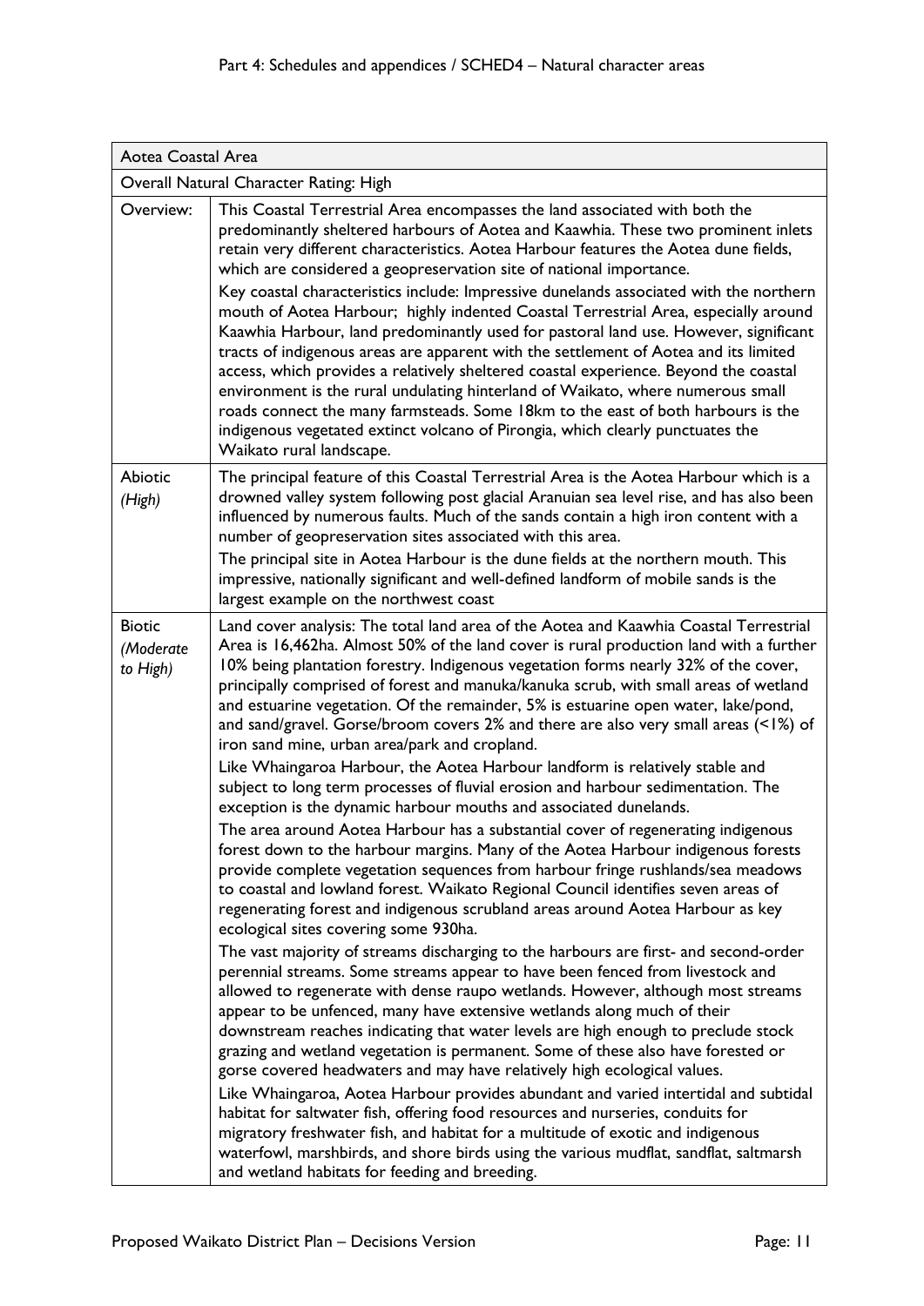| Aotea Coastal Area | |
|---|---|
| Overall Natural Character Rating: High | |
| Overview: | This Coastal Terrestrial Area encompasses the land associated with both the predominantly sheltered harbours of Aotea and Kaawhia. These two prominent inlets retain very different characteristics. Aotea Harbour features the Aotea dune fields, which are considered a geopreservation site of national importance.<br>Key coastal characteristics include: Impressive dunelands associated with the northern mouth of Aotea Harbour; highly indented Coastal Terrestrial Area, especially around Kaawhia Harbour, land predominantly used for pastoral land use. However, significant tracts of indigenous areas are apparent with the settlement of Aotea and its limited access, which provides a relatively sheltered coastal experience. Beyond the coastal environment is the rural undulating hinterland of Waikato, where numerous small roads connect the many farmsteads. Some 18km to the east of both harbours is the indigenous vegetated extinct volcano of Pirongia, which clearly punctuates the Waikato rural landscape. |
| Abiotic *(High)* | The principal feature of this Coastal Terrestrial Area is the Aotea Harbour which is a drowned valley system following post glacial Aranuian sea level rise, and has also been influenced by numerous faults. Much of the sands contain a high iron content with a number of geopreservation sites associated with this area.<br>The principal site in Aotea Harbour is the dune fields at the northern mouth. This impressive, nationally significant and well-defined landform of mobile sands is the largest example on the northwest coast |
| Biotic *(Moderate to High)* | Land cover analysis: The total land area of the Aotea and Kaawhia Coastal Terrestrial Area is 16,462ha. Almost 50% of the land cover is rural production land with a further 10% being plantation forestry. Indigenous vegetation forms nearly 32% of the cover, principally comprised of forest and manuka/kanuka scrub, with small areas of wetland and estuarine vegetation. Of the remainder, 5% is estuarine open water, lake/pond, and sand/gravel. Gorse/broom covers 2% and there are also very small areas (<1%) of iron sand mine, urban area/park and cropland.<br>Like Whaingaroa Harbour, the Aotea Harbour landform is relatively stable and subject to long term processes of fluvial erosion and harbour sedimentation. The exception is the dynamic harbour mouths and associated dunelands.<br>The area around Aotea Harbour has a substantial cover of regenerating indigenous forest down to the harbour margins. Many of the Aotea Harbour indigenous forests provide complete vegetation sequences from harbour fringe rushlands/sea meadows to coastal and lowland forest. Waikato Regional Council identifies seven areas of regenerating forest and indigenous scrubland areas around Aotea Harbour as key ecological sites covering some 930ha.<br>The vast majority of streams discharging to the harbours are first- and second-order perennial streams. Some streams appear to have been fenced from livestock and allowed to regenerate with dense raupo wetlands. However, although most streams appear to be unfenced, many have extensive wetlands along much of their downstream reaches indicating that water levels are high enough to preclude stock grazing and wetland vegetation is permanent. Some of these also have forested or gorse covered headwaters and may have relatively high ecological values.<br>Like Whaingaroa, Aotea Harbour provides abundant and varied intertidal and subtidal habitat for saltwater fish, offering food resources and nurseries, conduits for migratory freshwater fish, and habitat for a multitude of exotic and indigenous waterfowl, marshbirds, and shore birds using the various mudflat, sandflat, saltmarsh and wetland habitats for feeding and breeding. |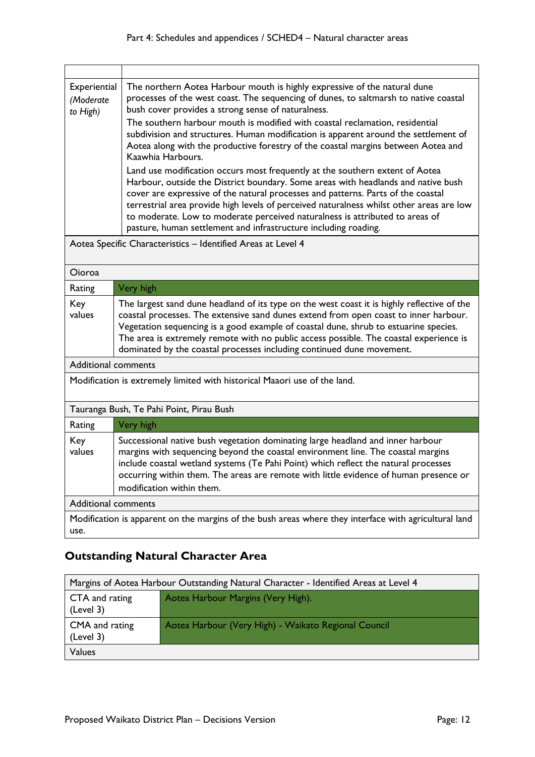| | |
|---|---|
| Experiential *(Moderate to High)* | The northern Aotea Harbour mouth is highly expressive of the natural dune processes of the west coast. The sequencing of dunes, to saltmarsh to native coastal bush cover provides a strong sense of naturalness.<br>The southern harbour mouth is modified with coastal reclamation, residential subdivision and structures. Human modification is apparent around the settlement of Aotea along with the productive forestry of the coastal margins between Aotea and Kaawhia Harbours.<br>Land use modification occurs most frequently at the southern extent of Aotea Harbour, outside the District boundary. Some areas with headlands and native bush cover are expressive of the natural processes and patterns. Parts of the coastal terrestrial area provide high levels of perceived naturalness whilst other areas are low to moderate. Low to moderate perceived naturalness is attributed to areas of pasture, human settlement and infrastructure including roading. |

| Aotea Specific Characteristics – Identified Areas at Level 4 | |
|---|---|
| Oioroa | |
| Rating | Very high |
| Key values | The largest sand dune headland of its type on the west coast it is highly reflective of the coastal processes. The extensive sand dunes extend from open coast to inner harbour. Vegetation sequencing is a good example of coastal dune, shrub to estuarine species. The area is extremely remote with no public access possible. The coastal experience is dominated by the coastal processes including continued dune movement. |
| Additional comments | |
| Modification is extremely limited with historical Maaori use of the land. | |
| Tauranga Bush, Te Pahi Point, Pirau Bush | |
| Rating | Very high |
| Key values | Successional native bush vegetation dominating large headland and inner harbour margins with sequencing beyond the coastal environment line. The coastal margins include coastal wetland systems (Te Pahi Point) which reflect the natural processes occurring within them. The areas are remote with little evidence of human presence or modification within them. |
| Additional comments | |
| Modification is apparent on the margins of the bush areas where they interface with agricultural land use. | |

## Outstanding Natural Character Area

| Margins of Aotea Harbour Outstanding Natural Character - Identified Areas at Level 4 | |
|---|---|
| CTA and rating (Level 3) | Aotea Harbour Margins (Very High). |
| CMA and rating (Level 3) | Aotea Harbour (Very High) - Waikato Regional Council |
| Values | |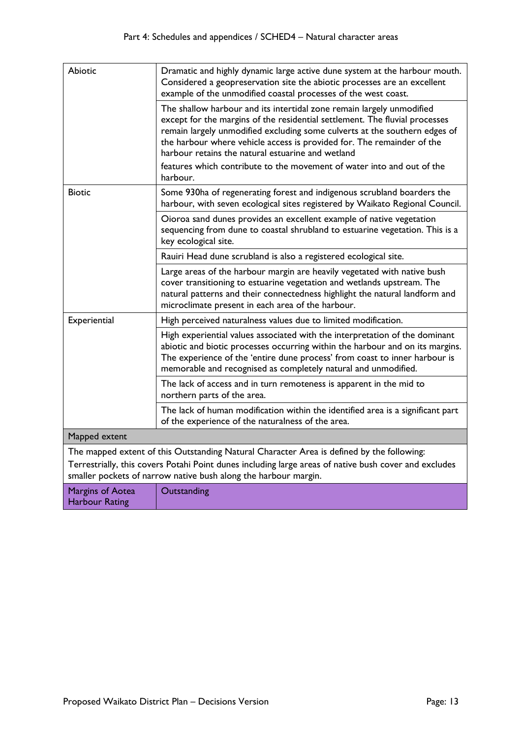| | |
|---|---|
| Abiotic | Dramatic and highly dynamic large active dune system at the harbour mouth. Considered a geopreservation site the abiotic processes are an excellent example of the unmodified coastal processes of the west coast. |
| | The shallow harbour and its intertidal zone remain largely unmodified except for the margins of the residential settlement. The fluvial processes remain largely unmodified excluding some culverts at the southern edges of the harbour where vehicle access is provided for. The remainder of the harbour retains the natural estuarine and wetland features which contribute to the movement of water into and out of the harbour. |
| Biotic | Some 930ha of regenerating forest and indigenous scrubland boarders the harbour, with seven ecological sites registered by Waikato Regional Council. |
| | Oioroa sand dunes provides an excellent example of native vegetation sequencing from dune to coastal shrubland to estuarine vegetation. This is a key ecological site. |
| | Rauiri Head dune scrubland is also a registered ecological site. |
| | Large areas of the harbour margin are heavily vegetated with native bush cover transitioning to estuarine vegetation and wetlands upstream. The natural patterns and their connectedness highlight the natural landform and microclimate present in each area of the harbour. |
| Experiential | High perceived naturalness values due to limited modification. |
| | High experiential values associated with the interpretation of the dominant abiotic and biotic processes occurring within the harbour and on its margins. The experience of the 'entire dune process' from coast to inner harbour is memorable and recognised as completely natural and unmodified. |
| | The lack of access and in turn remoteness is apparent in the mid to northern parts of the area. |
| | The lack of human modification within the identified area is a significant part of the experience of the naturalness of the area. |
| Mapped extent | |
| The mapped extent of this Outstanding Natural Character Area is defined by the following: Terrestrially, this covers Potahi Point dunes including large areas of native bush cover and excludes smaller pockets of narrow native bush along the harbour margin. | |
| Margins of Aotea Harbour Rating | Outstanding |